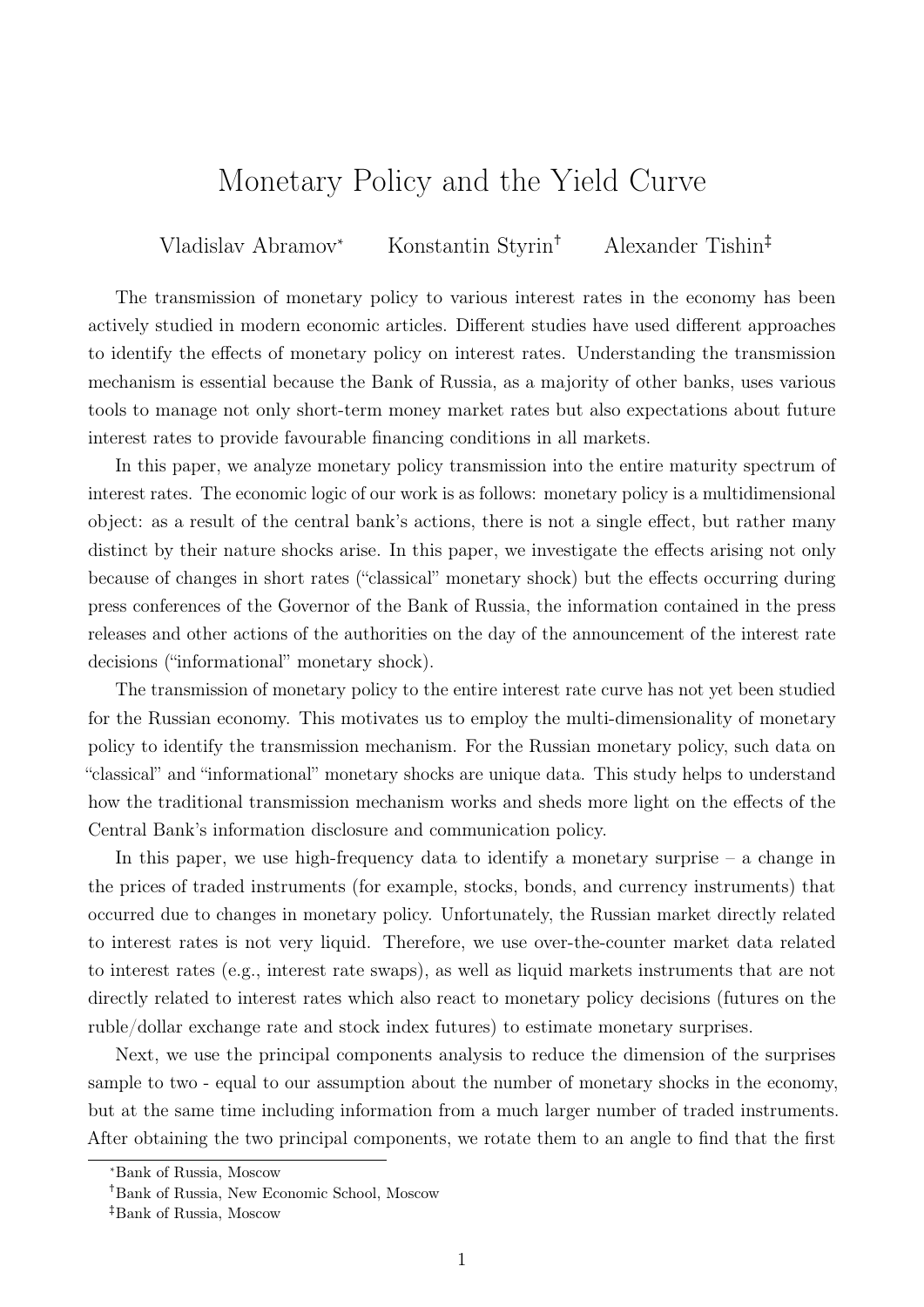# Monetary Policy and the Yield Curve

Vladislav Abramov[*] Konstantin Styrin[†] Alexander Tishin[‡]

The transmission of monetary policy to various interest rates in the economy has been actively studied in modern economic articles. Different studies have used different approaches to identify the effects of monetary policy on interest rates. Understanding the transmission mechanism is essential because the Bank of Russia, as a majority of other banks, uses various tools to manage not only short-term money market rates but also expectations about future interest rates to provide favourable financing conditions in all markets.

In this paper, we analyze monetary policy transmission into the entire maturity spectrum of interest rates. The economic logic of our work is as follows: monetary policy is a multidimensional object: as a result of the central bank's actions, there is not a single effect, but rather many distinct by their nature shocks arise. In this paper, we investigate the effects arising not only because of changes in short rates ("classical" monetary shock) but the effects occurring during press conferences of the Governor of the Bank of Russia, the information contained in the press releases and other actions of the authorities on the day of the announcement of the interest rate decisions ("informational" monetary shock).

The transmission of monetary policy to the entire interest rate curve has not yet been studied for the Russian economy. This motivates us to employ the multi-dimensionality of monetary policy to identify the transmission mechanism. For the Russian monetary policy, such data on "classical" and "informational" monetary shocks are unique data. This study helps to understand how the traditional transmission mechanism works and sheds more light on the effects of the Central Bank's information disclosure and communication policy.

In this paper, we use high-frequency data to identify a monetary surprise – a change in the prices of traded instruments (for example, stocks, bonds, and currency instruments) that occurred due to changes in monetary policy. Unfortunately, the Russian market directly related to interest rates is not very liquid. Therefore, we use over-the-counter market data related to interest rates (e.g., interest rate swaps), as well as liquid markets instruments that are not directly related to interest rates which also react to monetary policy decisions (futures on the ruble/dollar exchange rate and stock index futures) to estimate monetary surprises.

Next, we use the principal components analysis to reduce the dimension of the surprises sample to two - equal to our assumption about the number of monetary shocks in the economy, but at the same time including information from a much larger number of traded instruments. After obtaining the two principal components, we rotate them to an angle to find that the first

---

[*] Bank of Russia, Moscow

[†] Bank of Russia, New Economic School, Moscow

[‡] Bank of Russia, Moscow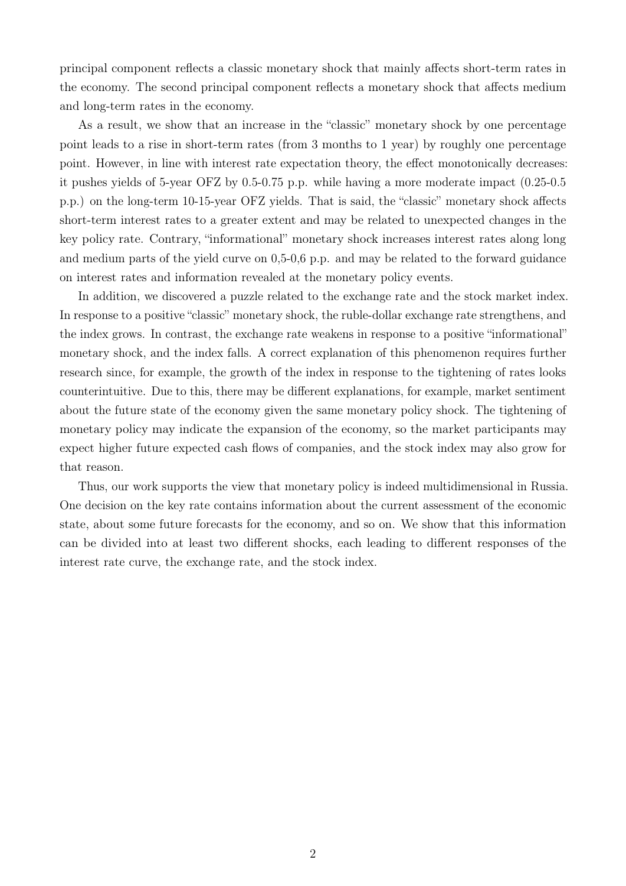principal component reflects a classic monetary shock that mainly affects short-term rates in the economy. The second principal component reflects a monetary shock that affects medium and long-term rates in the economy.

As a result, we show that an increase in the "classic" monetary shock by one percentage point leads to a rise in short-term rates (from 3 months to 1 year) by roughly one percentage point. However, in line with interest rate expectation theory, the effect monotonically decreases: it pushes yields of 5-year OFZ by 0.5-0.75 p.p. while having a more moderate impact (0.25-0.5 p.p.) on the long-term 10-15-year OFZ yields. That is said, the "classic" monetary shock affects short-term interest rates to a greater extent and may be related to unexpected changes in the key policy rate. Contrary, "informational" monetary shock increases interest rates along long and medium parts of the yield curve on 0,5-0,6 p.p. and may be related to the forward guidance on interest rates and information revealed at the monetary policy events.

In addition, we discovered a puzzle related to the exchange rate and the stock market index. In response to a positive "classic" monetary shock, the ruble-dollar exchange rate strengthens, and the index grows. In contrast, the exchange rate weakens in response to a positive "informational" monetary shock, and the index falls. A correct explanation of this phenomenon requires further research since, for example, the growth of the index in response to the tightening of rates looks counterintuitive. Due to this, there may be different explanations, for example, market sentiment about the future state of the economy given the same monetary policy shock. The tightening of monetary policy may indicate the expansion of the economy, so the market participants may expect higher future expected cash flows of companies, and the stock index may also grow for that reason.

Thus, our work supports the view that monetary policy is indeed multidimensional in Russia. One decision on the key rate contains information about the current assessment of the economic state, about some future forecasts for the economy, and so on. We show that this information can be divided into at least two different shocks, each leading to different responses of the interest rate curve, the exchange rate, and the stock index.